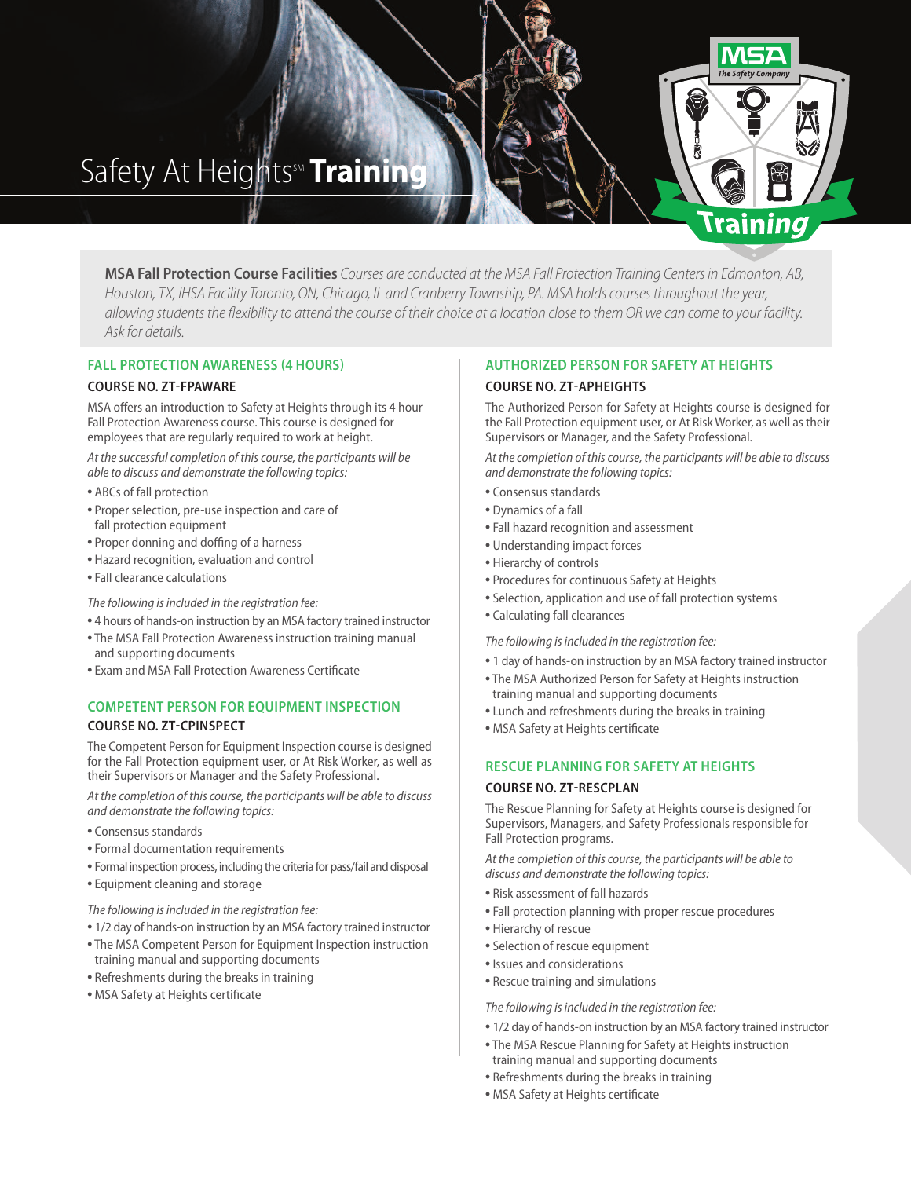# Safety At Heights℠ **Training**

**MSA Fall Protection Course Facilities** *Courses are conducted at the MSA Fall Protection Training Centers in Edmonton, AB, Houston, TX, IHSA Facility Toronto, ON, Chicago, IL and Cranberry Township, PA. MSA holds courses throughout the year, allowing students the flexibility to attend the course of their choice at a location close to them OR we can come to your facility. Ask for details.*

## FALL PROTECTION AWARENESS (4 HOURS)

### COURSE NO. ZT-FPAWARE

MSA offers an introduction to Safety at Heights through its 4 hour Fall Protection Awareness course. This course is designed for employees that are regularly required to work at height.

*At the successful completion of this course, the participants will be able to discuss and demonstrate the following topics:*

- ABCs of fall protection
- Proper selection, pre-use inspection and care of fall protection equipment
- Proper donning and doffing of a harness
- Hazard recognition, evaluation and control
- Fall clearance calculations

*The following is included in the registration fee:*

- 4 hours of hands-on instruction by an MSA factory trained instructor
- The MSA Fall Protection Awareness instruction training manual and supporting documents
- Exam and MSA Fall Protection Awareness Certificate

## COMPETENT PERSON FOR EQUIPMENT INSPECTION

### COURSE NO. ZT-CPINSPECT

The Competent Person for Equipment Inspection course is designed for the Fall Protection equipment user, or At Risk Worker, as well as their Supervisors or Manager and the Safety Professional.

*At the completion of this course, the participants will be able to discuss and demonstrate the following topics:*

- Consensus standards
- Formal documentation requirements
- Formal inspection process, including the criteria for pass/fail and disposal
- Equipment cleaning and storage

*The following is included in the registration fee:*

- 1/2 day of hands-on instruction by an MSA factory trained instructor
- The MSA Competent Person for Equipment Inspection instruction training manual and supporting documents
- Refreshments during the breaks in training
- MSA Safety at Heights certificate

## AUTHORIZED PERSON FOR SAFETY AT HEIGHTS

### COURSE NO. ZT-APHEIGHTS

The Authorized Person for Safety at Heights course is designed for the Fall Protection equipment user, or At Risk Worker, as well as their Supervisors or Manager, and the Safety Professional.

*At the completion of this course, the participants will be able to discuss and demonstrate the following topics:*

- Consensus standards
- Dynamics of a fall
- Fall hazard recognition and assessment
- Understanding impact forces
- Hierarchy of controls
- Procedures for continuous Safety at Heights
- Selection, application and use of fall protection systems
- Calculating fall clearances

*The following is included in the registration fee:*

- 1 day of hands-on instruction by an MSA factory trained instructor
- The MSA Authorized Person for Safety at Heights instruction training manual and supporting documents
- Lunch and refreshments during the breaks in training
- MSA Safety at Heights certificate

## RESCUE PLANNING FOR SAFETY AT HEIGHTS

### COURSE NO. ZT-RESCPLAN

The Rescue Planning for Safety at Heights course is designed for Supervisors, Managers, and Safety Professionals responsible for Fall Protection programs.

*At the completion of this course, the participants will be able to discuss and demonstrate the following topics:*

- Risk assessment of fall hazards
- Fall protection planning with proper rescue procedures
- Hierarchy of rescue
- Selection of rescue equipment
- Issues and considerations
- Rescue training and simulations

*The following is included in the registration fee:*

- 1/2 day of hands-on instruction by an MSA factory trained instructor
- The MSA Rescue Planning for Safety at Heights instruction training manual and supporting documents
- Refreshments during the breaks in training
- MSA Safety at Heights certificate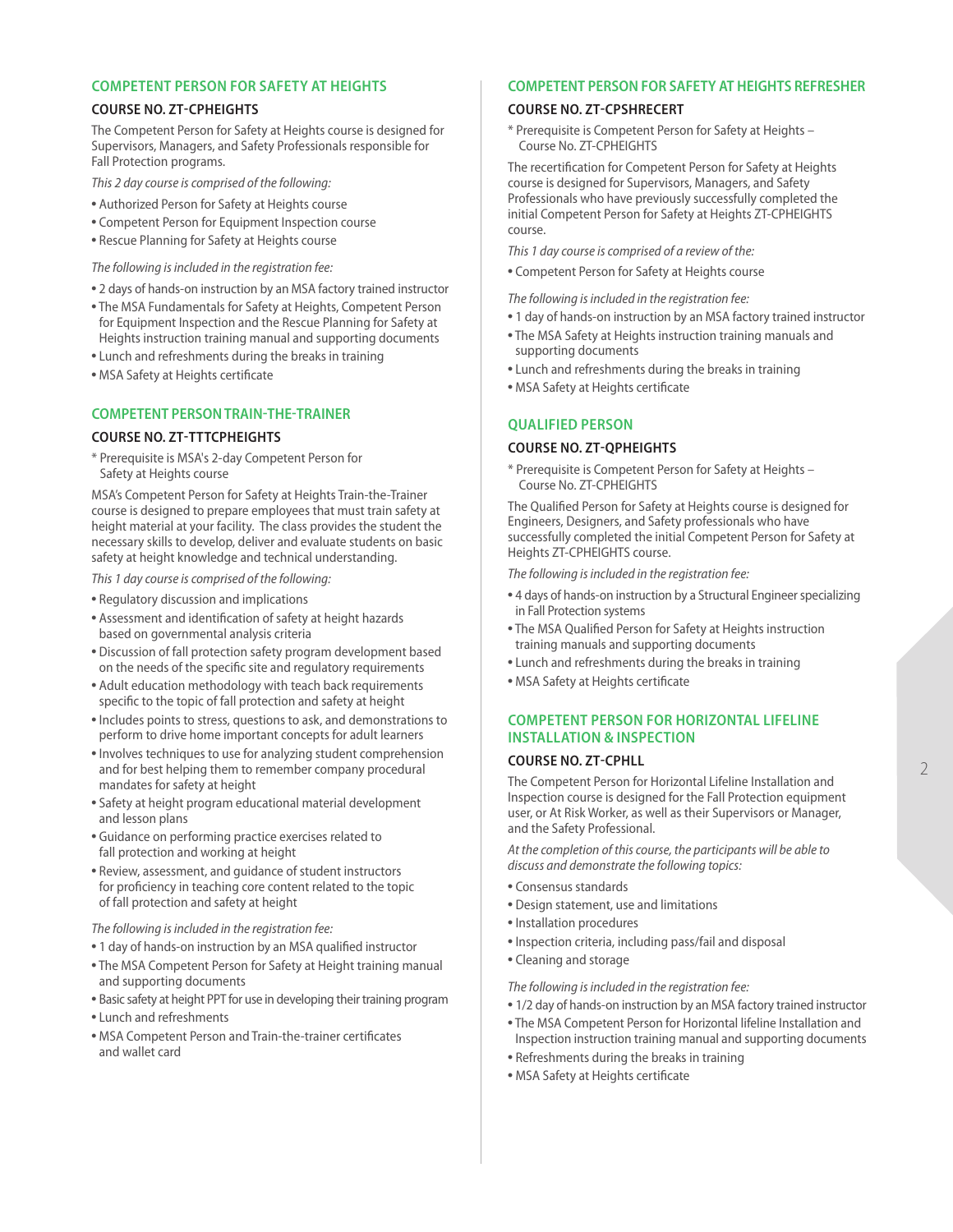## COMPETENT PERSON FOR SAFETY AT HEIGHTS

### COURSE NO. ZT-CPHEIGHTS

The Competent Person for Safety at Heights course is designed for Supervisors, Managers, and Safety Professionals responsible for Fall Protection programs.

*This 2 day course is comprised of the following:*

- Authorized Person for Safety at Heights course
- Competent Person for Equipment Inspection course
- Rescue Planning for Safety at Heights course

*The following is included in the registration fee:*

- 2 days of hands-on instruction by an MSA factory trained instructor
- The MSA Fundamentals for Safety at Heights, Competent Person for Equipment Inspection and the Rescue Planning for Safety at Heights instruction training manual and supporting documents
- Lunch and refreshments during the breaks in training
- MSA Safety at Heights certificate

## COMPETENT PERSON TRAIN-THE-TRAINER

### COURSE NO. ZT-TTTCPHEIGHTS

* Prerequisite is MSA's 2-day Competent Person for Safety at Heights course

MSA's Competent Person for Safety at Heights Train-the-Trainer course is designed to prepare employees that must train safety at height material at your facility. The class provides the student the necessary skills to develop, deliver and evaluate students on basic safety at height knowledge and technical understanding.

*This 1 day course is comprised of the following:*

- Regulatory discussion and implications
- Assessment and identification of safety at height hazards based on governmental analysis criteria
- Discussion of fall protection safety program development based on the needs of the specific site and regulatory requirements
- Adult education methodology with teach back requirements specific to the topic of fall protection and safety at height
- Includes points to stress, questions to ask, and demonstrations to perform to drive home important concepts for adult learners
- Involves techniques to use for analyzing student comprehension and for best helping them to remember company procedural mandates for safety at height
- Safety at height program educational material development and lesson plans
- Guidance on performing practice exercises related to fall protection and working at height
- Review, assessment, and guidance of student instructors for proficiency in teaching core content related to the topic of fall protection and safety at height

*The following is included in the registration fee:*

- 1 day of hands-on instruction by an MSA qualified instructor
- The MSA Competent Person for Safety at Height training manual and supporting documents
- Basic safety at height PPT for use in developing their training program
- Lunch and refreshments
- MSA Competent Person and Train-the-trainer certificates and wallet card

## COMPETENT PERSON FOR SAFETY AT HEIGHTS REFRESHER

### COURSE NO. ZT-CPSHRECERT

* Prerequisite is Competent Person for Safety at Heights – Course No. ZT-CPHEIGHTS

The recertification for Competent Person for Safety at Heights course is designed for Supervisors, Managers, and Safety Professionals who have previously successfully completed the initial Competent Person for Safety at Heights ZT-CPHEIGHTS course.

*This 1 day course is comprised of a review of the:*

- Competent Person for Safety at Heights course

*The following is included in the registration fee:*

- 1 day of hands-on instruction by an MSA factory trained instructor
- The MSA Safety at Heights instruction training manuals and supporting documents
- Lunch and refreshments during the breaks in training
- MSA Safety at Heights certificate

## QUALIFIED PERSON

### COURSE NO. ZT-QPHEIGHTS

* Prerequisite is Competent Person for Safety at Heights – Course No. ZT-CPHEIGHTS

The Qualified Person for Safety at Heights course is designed for Engineers, Designers, and Safety professionals who have successfully completed the initial Competent Person for Safety at Heights ZT-CPHEIGHTS course.

*The following is included in the registration fee:*

- 4 days of hands-on instruction by a Structural Engineer specializing in Fall Protection systems
- The MSA Qualified Person for Safety at Heights instruction training manuals and supporting documents
- Lunch and refreshments during the breaks in training
- MSA Safety at Heights certificate

## COMPETENT PERSON FOR HORIZONTAL LIFELINE INSTALLATION & INSPECTION

### COURSE NO. ZT-CPHLL

The Competent Person for Horizontal Lifeline Installation and Inspection course is designed for the Fall Protection equipment user, or At Risk Worker, as well as their Supervisors or Manager, and the Safety Professional.

*At the completion of this course, the participants will be able to discuss and demonstrate the following topics:*

- Consensus standards
- Design statement, use and limitations
- Installation procedures
- Inspection criteria, including pass/fail and disposal
- Cleaning and storage

*The following is included in the registration fee:*

- 1/2 day of hands-on instruction by an MSA factory trained instructor
- The MSA Competent Person for Horizontal lifeline Installation and Inspection instruction training manual and supporting documents
- Refreshments during the breaks in training
- MSA Safety at Heights certificate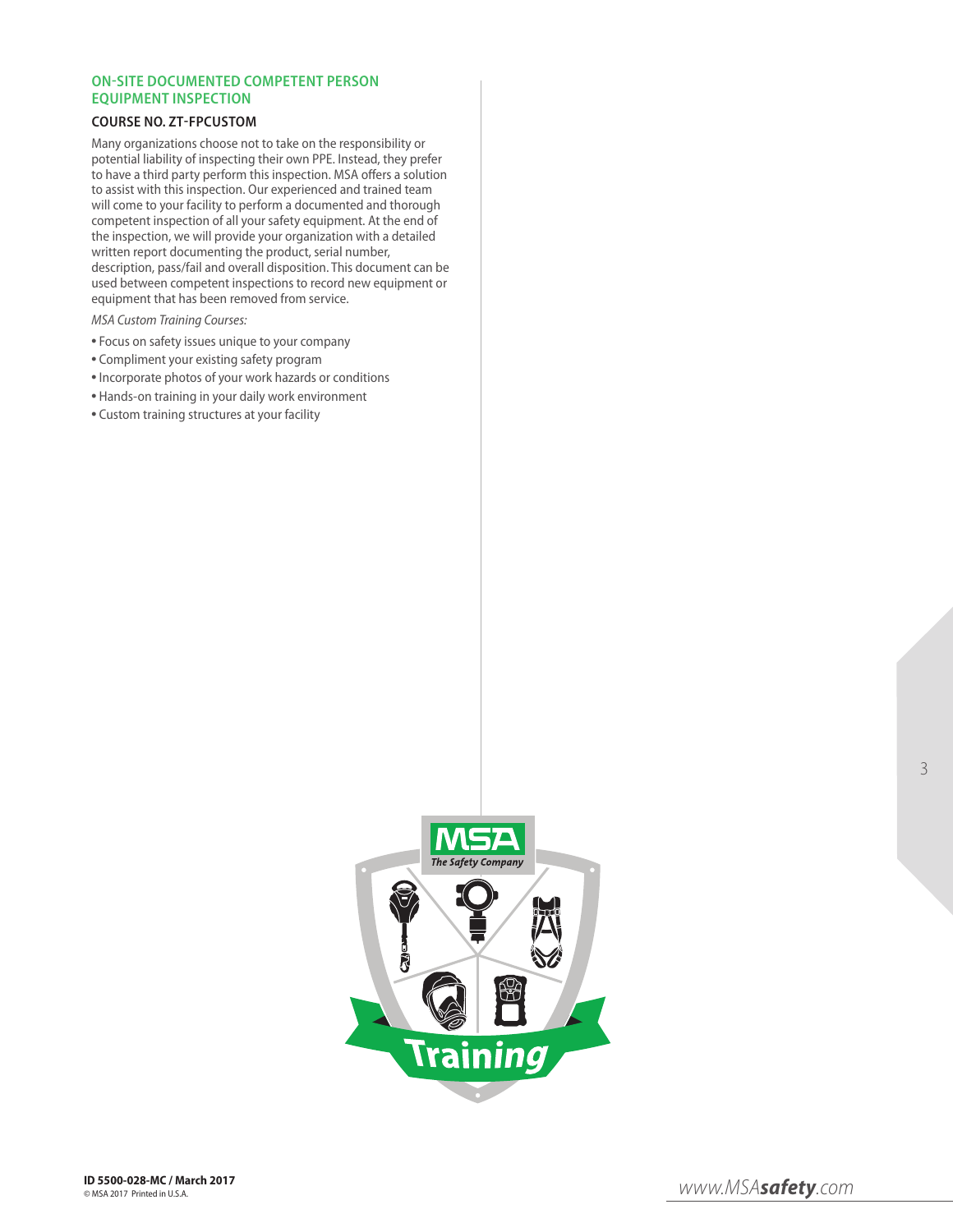## ON-SITE DOCUMENTED COMPETENT PERSON EQUIPMENT INSPECTION

**COURSE NO. ZT-FPCUSTOM**

Many organizations choose not to take on the responsibility or potential liability of inspecting their own PPE. Instead, they prefer to have a third party perform this inspection. MSA offers a solution to assist with this inspection. Our experienced and trained team will come to your facility to perform a documented and thorough competent inspection of all your safety equipment. At the end of the inspection, we will provide your organization with a detailed written report documenting the product, serial number, description, pass/fail and overall disposition. This document can be used between competent inspections to record new equipment or equipment that has been removed from service.

*MSA Custom Training Courses:*

- Focus on safety issues unique to your company
- Compliment your existing safety program
- Incorporate photos of your work hazards or conditions
- Hands-on training in your daily work environment
- Custom training structures at your facility

MSA The Safety Company

Training

**ID 5500-028-MC / March 2017**
© MSA 2017 Printed in U.S.A.

www.MSA***safety***.com